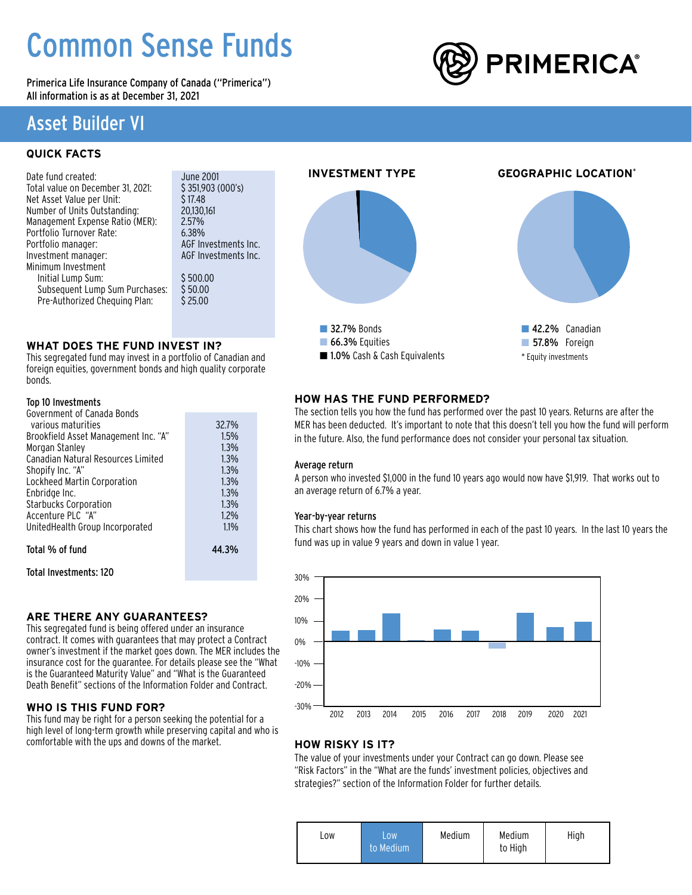# Common Sense Funds

Primerica Life Insurance Company of Canada ("Primerica")
All information is as at December 31, 2021

PRIMERICA®

## Asset Builder VI

### QUICK FACTS

| | |
|---|---|
| Date fund created: | June 2001 |
| Total value on December 31, 2021: | $ 351,903 (000's) |
| Net Asset Value per Unit: | $ 17.48 |
| Number of Units Outstanding: | 20,130,161 |
| Management Expense Ratio (MER): | 2.57% |
| Portfolio Turnover Rate: | 6.38% |
| Portfolio manager: | AGF Investments Inc. |
| Investment manager: | AGF Investments Inc. |
| Minimum Investment | |
| Initial Lump Sum: | $ 500.00 |
| Subsequent Lump Sum Purchases: | $ 50.00 |
| Pre-Authorized Chequing Plan: | $ 25.00 |

### WHAT DOES THE FUND INVEST IN?

This segregated fund may invest in a portfolio of Canadian and foreign equities, government bonds and high quality corporate bonds.

**Top 10 Investments**

| Investment | % |
|---|---|
| Government of Canada Bonds various maturities | 32.7% |
| Brookfield Asset Management Inc. "A" | 1.5% |
| Morgan Stanley | 1.3% |
| Canadian Natural Resources Limited | 1.3% |
| Shopify Inc. "A" | 1.3% |
| Lockheed Martin Corporation | 1.3% |
| Enbridge Inc. | 1.3% |
| Starbucks Corporation | 1.3% |
| Accenture PLC "A" | 1.2% |
| UnitedHealth Group Incorporated | 1.1% |
| **Total % of fund** | **44.3%** |

**Total Investments: 120**

### INVESTMENT TYPE

- **32.7%** Bonds
- **66.3%** Equities
- **1.0%** Cash & Cash Equivalents

### GEOGRAPHIC LOCATION*

- **42.2%** Canadian
- **57.8%** Foreign

\* Equity investments

### ARE THERE ANY GUARANTEES?

This segregated fund is being offered under an insurance contract. It comes with guarantees that may protect a Contract owner's investment if the market goes down. The MER includes the insurance cost for the guarantee. For details please see the "What is the Guaranteed Maturity Value" and "What is the Guaranteed Death Benefit" sections of the Information Folder and Contract.

### WHO IS THIS FUND FOR?

This fund may be right for a person seeking the potential for a high level of long-term growth while preserving capital and who is comfortable with the ups and downs of the market.

### HOW HAS THE FUND PERFORMED?

The section tells you how the fund has performed over the past 10 years. Returns are after the MER has been deducted. It's important to note that this doesn't tell you how the fund will perform in the future. Also, the fund performance does not consider your personal tax situation.

**Average return**

A person who invested $1,000 in the fund 10 years ago would now have $1,919. That works out to an average return of 6.7% a year.

**Year-by-year returns**

This chart shows how the fund has performed in each of the past 10 years. In the last 10 years the fund was up in value 9 years and down in value 1 year.

### HOW RISKY IS IT?

The value of your investments under your Contract can go down. Please see "Risk Factors" in the "What are the funds' investment policies, objectives and strategies?" section of the Information Folder for further details.

| Low | Low to Medium | Medium | Medium to High | High |
|---|---|---|---|---|
| | ■ (selected) | | | |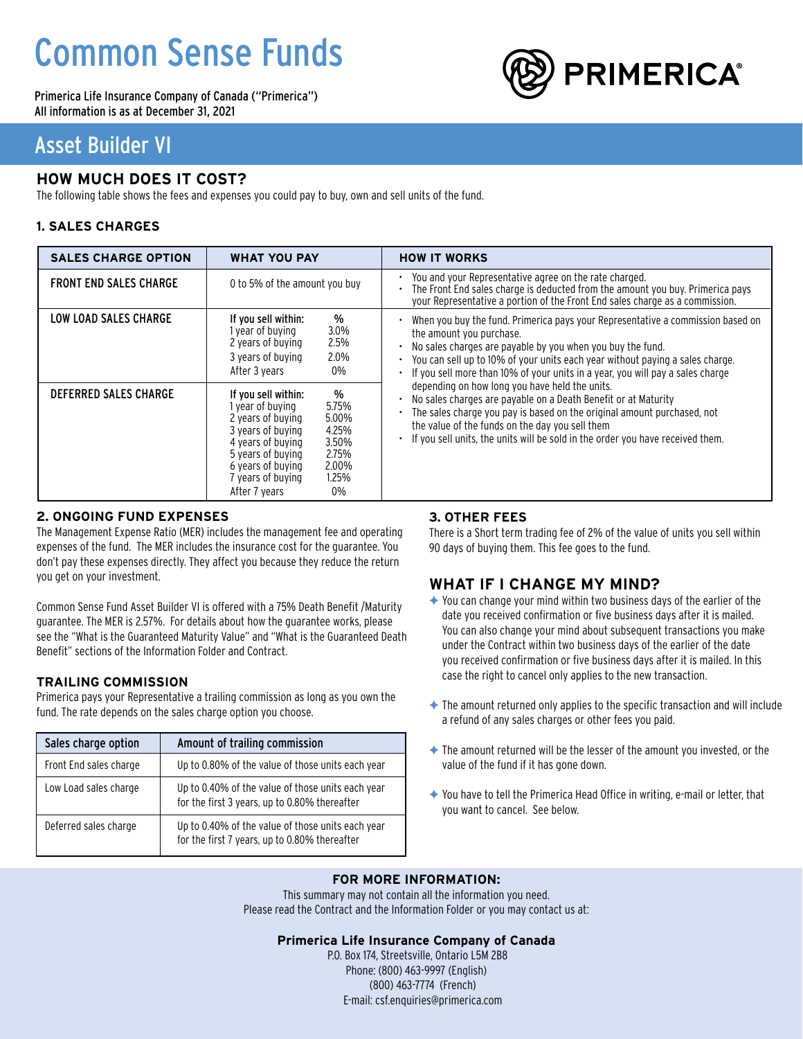# Common Sense Funds

Primerica Life Insurance Company of Canada ("Primerica")
All information is as at December 31, 2021

PRIMERICA®

## Asset Builder VI

### HOW MUCH DOES IT COST?

The following table shows the fees and expenses you could pay to buy, own and sell units of the fund.

#### 1. SALES CHARGES

| SALES CHARGE OPTION | WHAT YOU PAY | HOW IT WORKS |
|---|---|---|
| FRONT END SALES CHARGE | 0 to 5% of the amount you buy | • You and your Representative agree on the rate charged.<br>• The Front End sales charge is deducted from the amount you buy. Primerica pays your Representative a portion of the Front End sales charge as a commission. |
| LOW LOAD SALES CHARGE | **If you sell within:** **%**<br>1 year of buying 3.0%<br>2 years of buying 2.5%<br>3 years of buying 2.0%<br>After 3 years 0% | • When you buy the fund. Primerica pays your Representative a commission based on the amount you purchase.<br>• No sales charges are payable by you when you buy the fund.<br>• You can sell up to 10% of your units each year without paying a sales charge.<br>• If you sell more than 10% of your units in a year, you will pay a sales charge depending on how long you have held the units.<br>• No sales charges are payable on a Death Benefit or at Maturity<br>• The sales charge you pay is based on the original amount purchased, not the value of the funds on the day you sell them<br>• If you sell units, the units will be sold in the order you have received them. |
| DEFERRED SALES CHARGE | **If you sell within:** **%**<br>1 year of buying 5.75%<br>2 years of buying 5.00%<br>3 years of buying 4.25%<br>4 years of buying 3.50%<br>5 years of buying 2.75%<br>6 years of buying 2.00%<br>7 years of buying 1.25%<br>After 7 years 0% | |

#### 2. ONGOING FUND EXPENSES

The Management Expense Ratio (MER) includes the management fee and operating expenses of the fund. The MER includes the insurance cost for the guarantee. You don't pay these expenses directly. They affect you because they reduce the return you get on your investment.

Common Sense Fund Asset Builder VI is offered with a 75% Death Benefit /Maturity guarantee. The MER is 2.57%. For details about how the guarantee works, please see the "What is the Guaranteed Maturity Value" and "What is the Guaranteed Death Benefit" sections of the Information Folder and Contract.

#### TRAILING COMMISSION

Primerica pays your Representative a trailing commission as long as you own the fund. The rate depends on the sales charge option you choose.

| Sales charge option | Amount of trailing commission |
|---|---|
| Front End sales charge | Up to 0.80% of the value of those units each year |
| Low Load sales charge | Up to 0.40% of the value of those units each year for the first 3 years, up to 0.80% thereafter |
| Deferred sales charge | Up to 0.40% of the value of those units each year for the first 7 years, up to 0.80% thereafter |

#### 3. OTHER FEES

There is a Short term trading fee of 2% of the value of units you sell within 90 days of buying them. This fee goes to the fund.

### WHAT IF I CHANGE MY MIND?

- You can change your mind within two business days of the earlier of the date you received confirmation or five business days after it is mailed. You can also change your mind about subsequent transactions you make under the Contract within two business days of the earlier of the date you received confirmation or five business days after it is mailed. In this case the right to cancel only applies to the new transaction.
- The amount returned only applies to the specific transaction and will include a refund of any sales charges or other fees you paid.
- The amount returned will be the lesser of the amount you invested, or the value of the fund if it has gone down.
- You have to tell the Primerica Head Office in writing, e-mail or letter, that you want to cancel. See below.

**FOR MORE INFORMATION:**

This summary may not contain all the information you need.
Please read the Contract and the Information Folder or you may contact us at:

**Primerica Life Insurance Company of Canada**
P.O. Box 174, Streetsville, Ontario L5M 2B8
Phone: (800) 463-9997 (English)
(800) 463-7774 (French)
E-mail: csf.enquiries@primerica.com